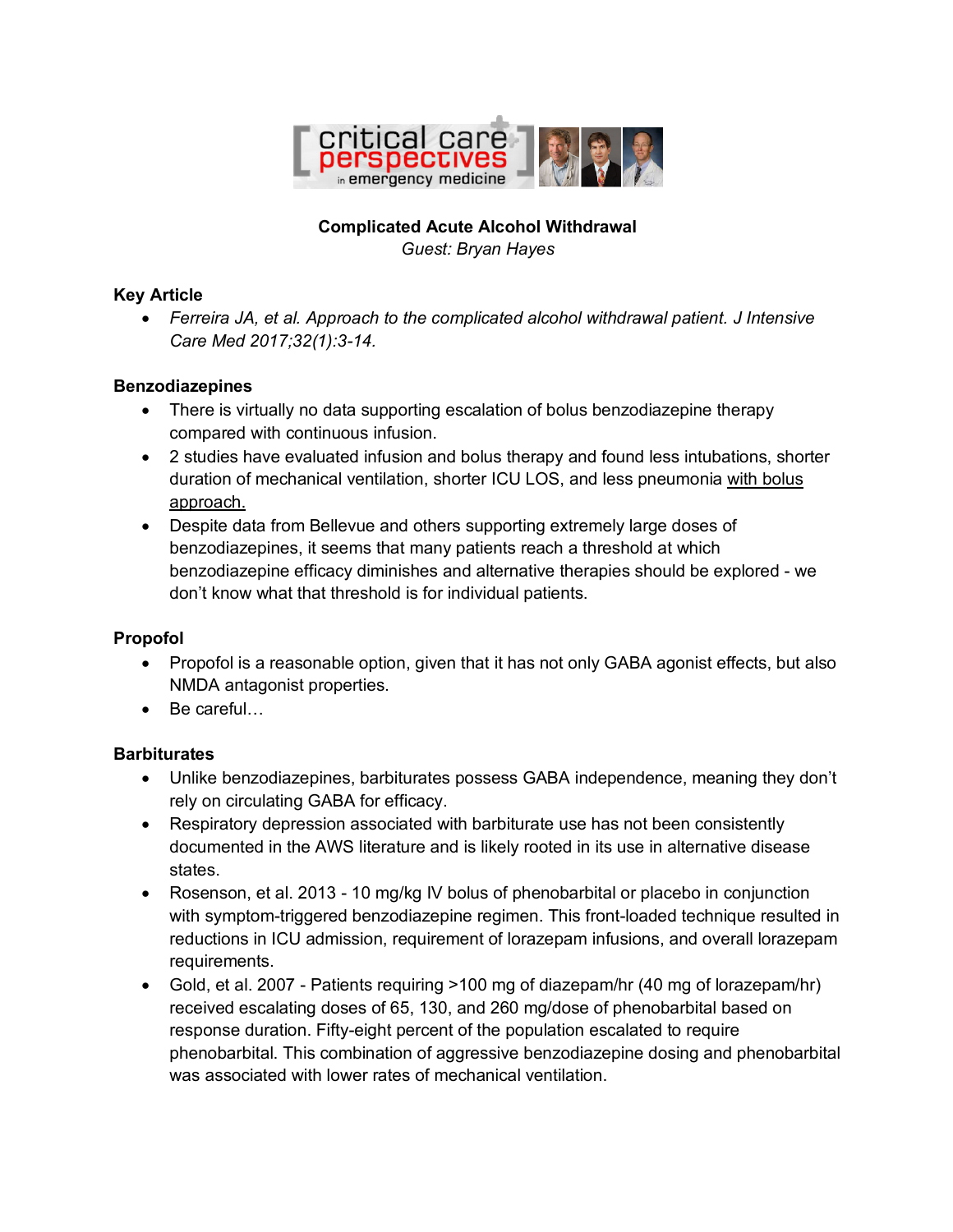**Complicated Acute Alcohol Withdrawal**

*Guest: Bryan Hayes*

### Key Article

- *Ferreira JA, et al. Approach to the complicated alcohol withdrawal patient. J Intensive Care Med 2017;32(1):3-14.*

### Benzodiazepines

- There is virtually no data supporting escalation of bolus benzodiazepine therapy compared with continuous infusion.
- 2 studies have evaluated infusion and bolus therapy and found less intubations, shorter duration of mechanical ventilation, shorter ICU LOS, and less pneumonia <u>with bolus approach.</u>
- Despite data from Bellevue and others supporting extremely large doses of benzodiazepines, it seems that many patients reach a threshold at which benzodiazepine efficacy diminishes and alternative therapies should be explored - we don't know what that threshold is for individual patients.

### Propofol

- Propofol is a reasonable option, given that it has not only GABA agonist effects, but also NMDA antagonist properties.
- Be careful…

### Barbiturates

- Unlike benzodiazepines, barbiturates possess GABA independence, meaning they don't rely on circulating GABA for efficacy.
- Respiratory depression associated with barbiturate use has not been consistently documented in the AWS literature and is likely rooted in its use in alternative disease states.
- Rosenson, et al. 2013 - 10 mg/kg IV bolus of phenobarbital or placebo in conjunction with symptom-triggered benzodiazepine regimen. This front-loaded technique resulted in reductions in ICU admission, requirement of lorazepam infusions, and overall lorazepam requirements.
- Gold, et al. 2007 - Patients requiring >100 mg of diazepam/hr (40 mg of lorazepam/hr) received escalating doses of 65, 130, and 260 mg/dose of phenobarbital based on response duration. Fifty-eight percent of the population escalated to require phenobarbital. This combination of aggressive benzodiazepine dosing and phenobarbital was associated with lower rates of mechanical ventilation.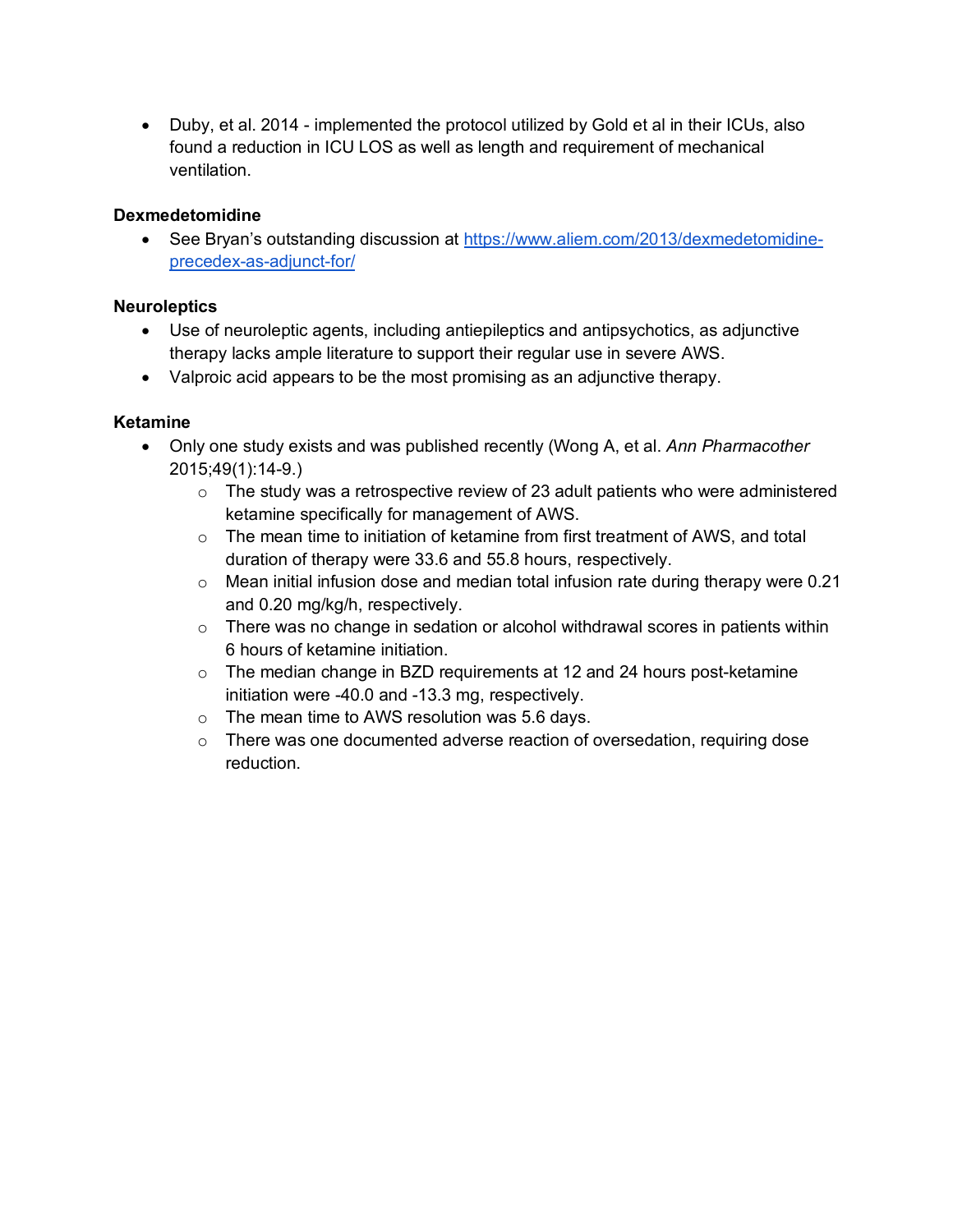- Duby, et al. 2014 - implemented the protocol utilized by Gold et al in their ICUs, also found a reduction in ICU LOS as well as length and requirement of mechanical ventilation.

**Dexmedetomidine**

- See Bryan's outstanding discussion at [https://www.aliem.com/2013/dexmedetomidine-precedex-as-adjunct-for/](https://www.aliem.com/2013/dexmedetomidine-precedex-as-adjunct-for/)

**Neuroleptics**

- Use of neuroleptic agents, including antiepileptics and antipsychotics, as adjunctive therapy lacks ample literature to support their regular use in severe AWS.
- Valproic acid appears to be the most promising as an adjunctive therapy.

**Ketamine**

- Only one study exists and was published recently (Wong A, et al. *Ann Pharmacother* 2015;49(1):14-9.)
    - The study was a retrospective review of 23 adult patients who were administered ketamine specifically for management of AWS.
    - The mean time to initiation of ketamine from first treatment of AWS, and total duration of therapy were 33.6 and 55.8 hours, respectively.
    - Mean initial infusion dose and median total infusion rate during therapy were 0.21 and 0.20 mg/kg/h, respectively.
    - There was no change in sedation or alcohol withdrawal scores in patients within 6 hours of ketamine initiation.
    - The median change in BZD requirements at 12 and 24 hours post-ketamine initiation were -40.0 and -13.3 mg, respectively.
    - The mean time to AWS resolution was 5.6 days.
    - There was one documented adverse reaction of oversedation, requiring dose reduction.